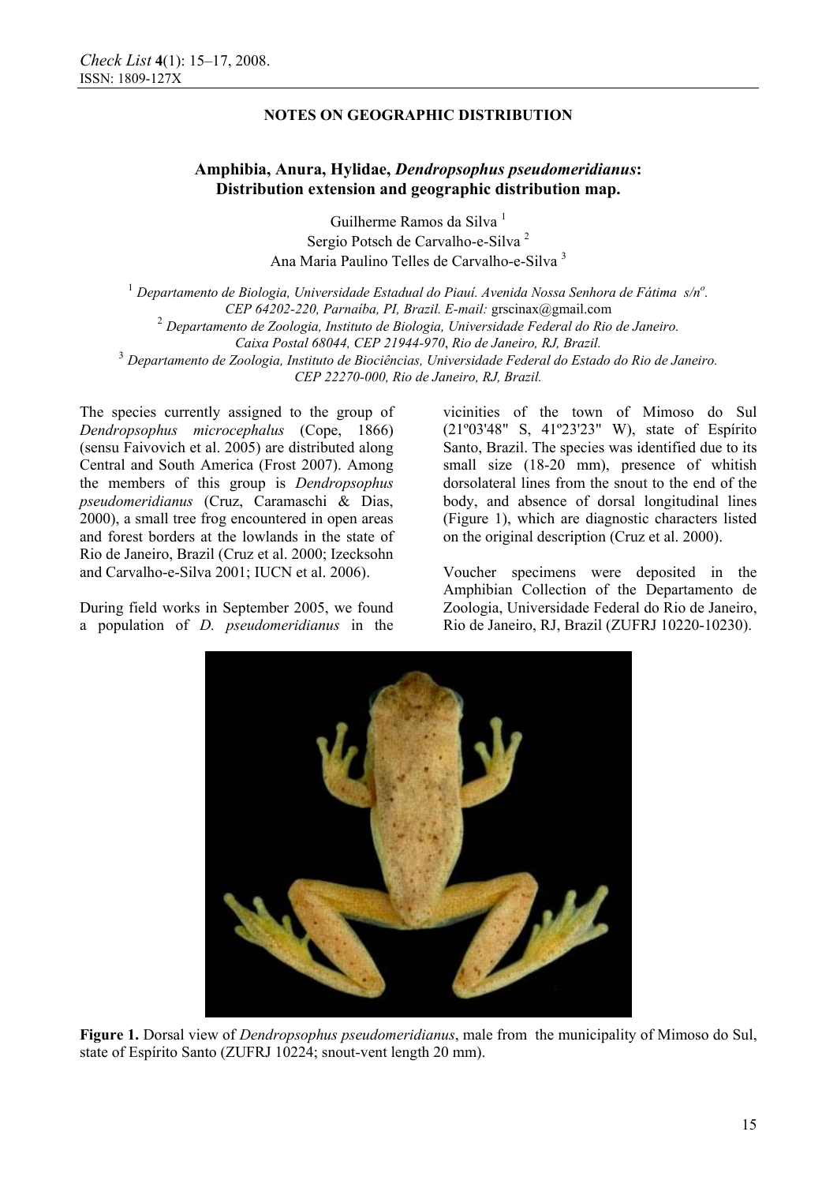NOTES ON GEOGRAPHIC DISTRIBUTION

# Amphibia, Anura, Hylidae, *Dendropsophus pseudomeridianus*: Distribution extension and geographic distribution map.

Guilherme Ramos da Silva [1]
Sergio Potsch de Carvalho-e-Silva [2]
Ana Maria Paulino Telles de Carvalho-e-Silva [3]

[1] *Departamento de Biologia, Universidade Estadual do Piauí. Avenida Nossa Senhora de Fátima s/nº. CEP 64202-220, Parnaíba, PI, Brazil. E-mail:* grscinax@gmail.com
[2] *Departamento de Zoologia, Instituto de Biologia, Universidade Federal do Rio de Janeiro. Caixa Postal 68044, CEP 21944-970, Rio de Janeiro, RJ, Brazil.*
[3] *Departamento de Zoologia, Instituto de Biociências, Universidade Federal do Estado do Rio de Janeiro. CEP 22270-000, Rio de Janeiro, RJ, Brazil.*

The species currently assigned to the group of *Dendropsophus microcephalus* (Cope, 1866) (sensu Faivovich et al. 2005) are distributed along Central and South America (Frost 2007). Among the members of this group is *Dendropsophus pseudomeridianus* (Cruz, Caramaschi & Dias, 2000), a small tree frog encountered in open areas and forest borders at the lowlands in the state of Rio de Janeiro, Brazil (Cruz et al. 2000; Izecksohn and Carvalho-e-Silva 2001; IUCN et al. 2006).

During field works in September 2005, we found a population of *D. pseudomeridianus* in the vicinities of the town of Mimoso do Sul (21º03'48" S, 41º23'23" W), state of Espírito Santo, Brazil. The species was identified due to its small size (18-20 mm), presence of whitish dorsolateral lines from the snout to the end of the body, and absence of dorsal longitudinal lines (Figure 1), which are diagnostic characters listed on the original description (Cruz et al. 2000).

Voucher specimens were deposited in the Amphibian Collection of the Departamento de Zoologia, Universidade Federal do Rio de Janeiro, Rio de Janeiro, RJ, Brazil (ZUFRJ 10220-10230).

**Figure 1.** Dorsal view of *Dendropsophus pseudomeridianus*, male from the municipality of Mimoso do Sul, state of Espírito Santo (ZUFRJ 10224; snout-vent length 20 mm).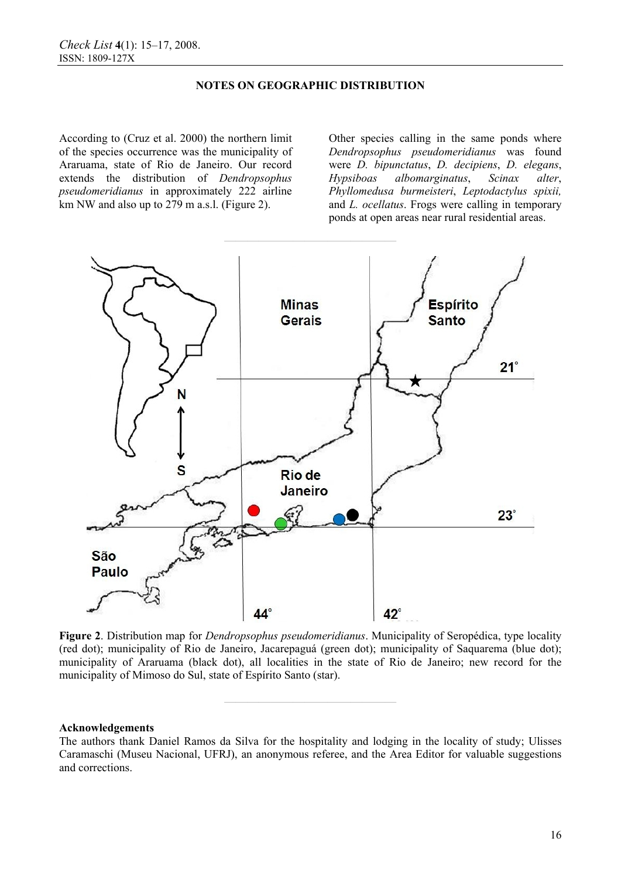According to (Cruz et al. 2000) the northern limit of the species occurrence was the municipality of Araruama, state of Rio de Janeiro. Our record extends the distribution of *Dendropsophus pseudomeridianus* in approximately 222 airline km NW and also up to 279 m a.s.l. (Figure 2).

Other species calling in the same ponds where *Dendropsophus pseudomeridianus* was found were *D. bipunctatus*, *D. decipiens*, *D. elegans*, *Hypsiboas albomarginatus*, *Scinax alter*, *Phyllomedusa burmeisteri*, *Leptodactylus spixii,* and *L. ocellatus*. Frogs were calling in temporary ponds at open areas near rural residential areas.

Minas Gerais

Espírito Santo

21°

N

S

Rio de Janeiro

23°

São Paulo

44°

42°

**Figure 2**. Distribution map for *Dendropsophus pseudomeridianus*. Municipality of Seropédica, type locality (red dot); municipality of Rio de Janeiro, Jacarepaguá (green dot); municipality of Saquarema (blue dot); municipality of Araruama (black dot), all localities in the state of Rio de Janeiro; new record for the municipality of Mimoso do Sul, state of Espírito Santo (star).

**Acknowledgements**

The authors thank Daniel Ramos da Silva for the hospitality and lodging in the locality of study; Ulisses Caramaschi (Museu Nacional, UFRJ), an anonymous referee, and the Area Editor for valuable suggestions and corrections.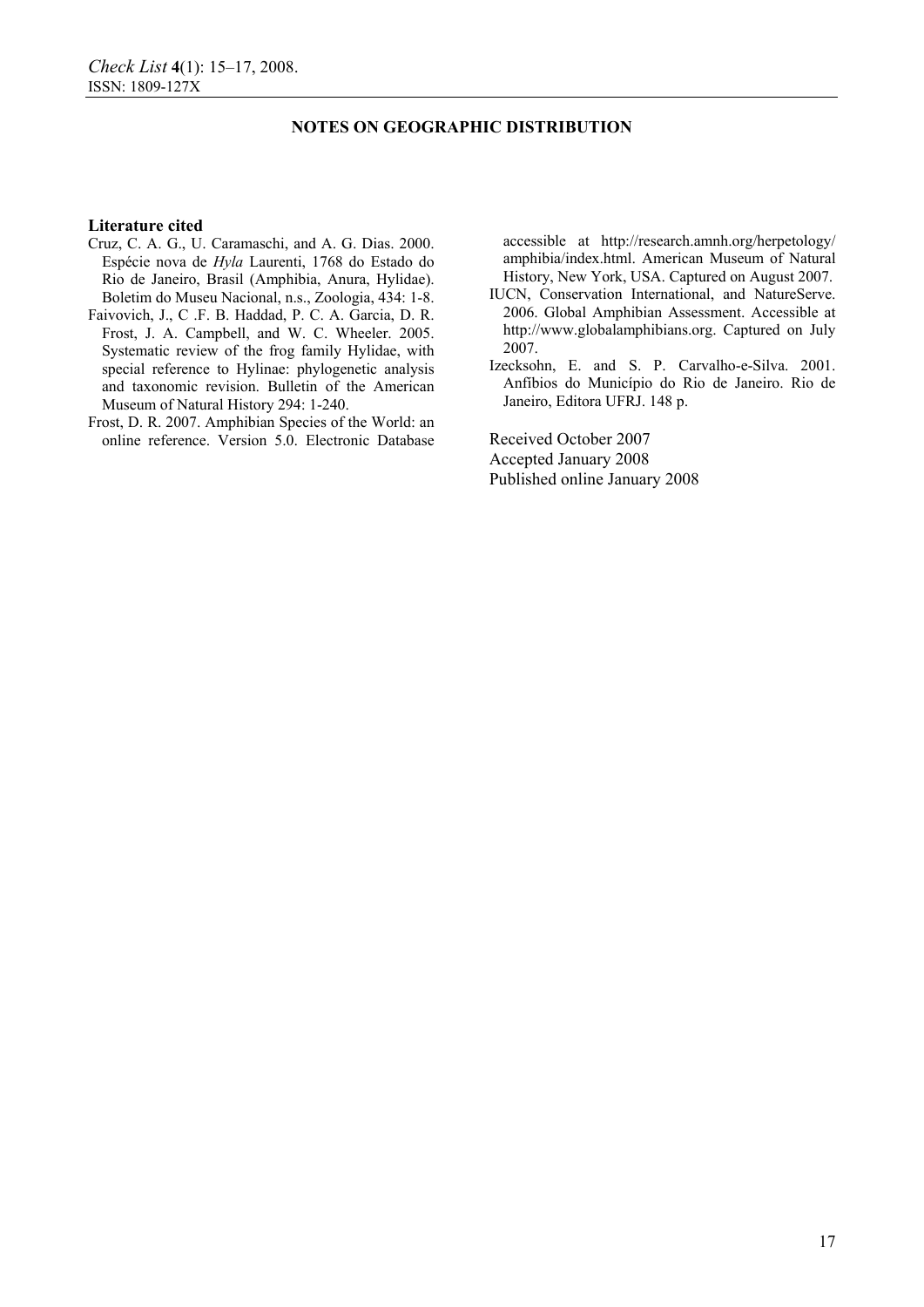### Literature cited

Cruz, C. A. G., U. Caramaschi, and A. G. Dias. 2000. Espécie nova de *Hyla* Laurenti, 1768 do Estado do Rio de Janeiro, Brasil (Amphibia, Anura, Hylidae). Boletim do Museu Nacional, n.s., Zoologia, 434: 1-8.

Faivovich, J., C .F. B. Haddad, P. C. A. Garcia, D. R. Frost, J. A. Campbell, and W. C. Wheeler. 2005. Systematic review of the frog family Hylidae, with special reference to Hylinae: phylogenetic analysis and taxonomic revision. Bulletin of the American Museum of Natural History 294: 1-240.

Frost, D. R. 2007. Amphibian Species of the World: an online reference. Version 5.0. Electronic Database accessible at http://research.amnh.org/herpetology/amphibia/index.html. American Museum of Natural History, New York, USA. Captured on August 2007.

IUCN, Conservation International, and NatureServe. 2006. Global Amphibian Assessment. Accessible at http://www.globalamphibians.org. Captured on July 2007.

Izecksohn, E. and S. P. Carvalho-e-Silva. 2001. Anfíbios do Município do Rio de Janeiro. Rio de Janeiro, Editora UFRJ. 148 p.

Received October 2007
Accepted January 2008
Published online January 2008